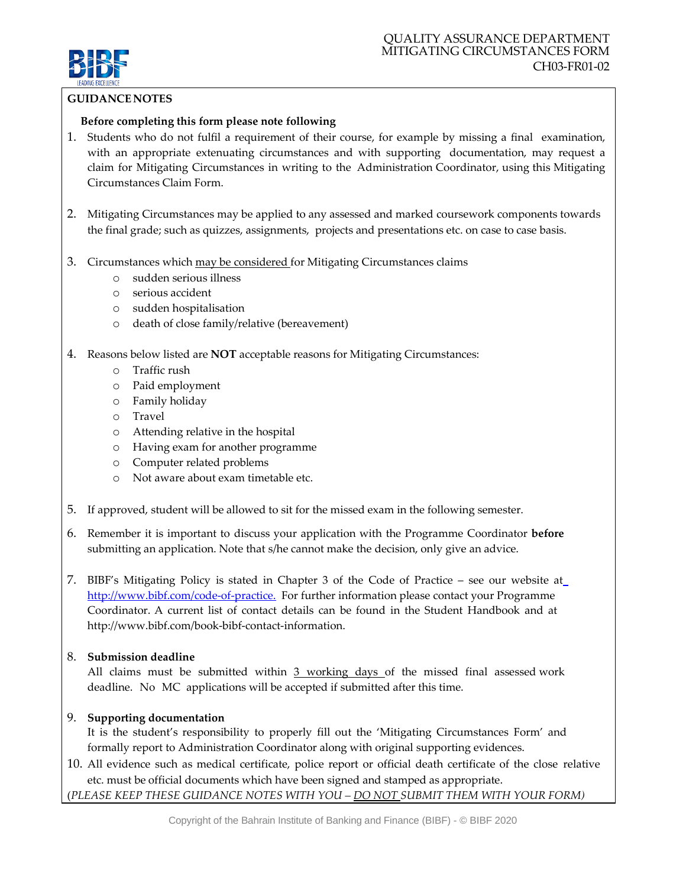QUALITY ASSURANCE DEPARTMENT
MITIGATING CIRCUMSTANCES FORM
CH03-FR01-02

## GUIDANCE NOTES

**Before completing this form please note following**

1. Students who do not fulfil a requirement of their course, for example by missing a final examination, with an appropriate extenuating circumstances and with supporting documentation, may request a claim for Mitigating Circumstances in writing to the Administration Coordinator, using this Mitigating Circumstances Claim Form.

2. Mitigating Circumstances may be applied to any assessed and marked coursework components towards the final grade; such as quizzes, assignments, projects and presentations etc. on case to case basis.

3. Circumstances which may be considered for Mitigating Circumstances claims
   - sudden serious illness
   - serious accident
   - sudden hospitalisation
   - death of close family/relative (bereavement)

4. Reasons below listed are **NOT** acceptable reasons for Mitigating Circumstances:
   - Traffic rush
   - Paid employment
   - Family holiday
   - Travel
   - Attending relative in the hospital
   - Having exam for another programme
   - Computer related problems
   - Not aware about exam timetable etc.

5. If approved, student will be allowed to sit for the missed exam in the following semester.

6. Remember it is important to discuss your application with the Programme Coordinator **before** submitting an application. Note that s/he cannot make the decision, only give an advice.

7. BIBF's Mitigating Policy is stated in Chapter 3 of the Code of Practice – see our website at http://www.bibf.com/code-of-practice. For further information please contact your Programme Coordinator. A current list of contact details can be found in the Student Handbook and at http://www.bibf.com/book-bibf-contact-information.

8. **Submission deadline**
   All claims must be submitted within 3 working days of the missed final assessed work deadline. No MC applications will be accepted if submitted after this time.

9. **Supporting documentation**
   It is the student's responsibility to properly fill out the 'Mitigating Circumstances Form' and formally report to Administration Coordinator along with original supporting evidences.

10. All evidence such as medical certificate, police report or official death certificate of the close relative etc. must be official documents which have been signed and stamped as appropriate.

*(PLEASE KEEP THESE GUIDANCE NOTES WITH YOU – DO NOT SUBMIT THEM WITH YOUR FORM)*

Copyright of the Bahrain Institute of Banking and Finance (BIBF) - © BIBF 2020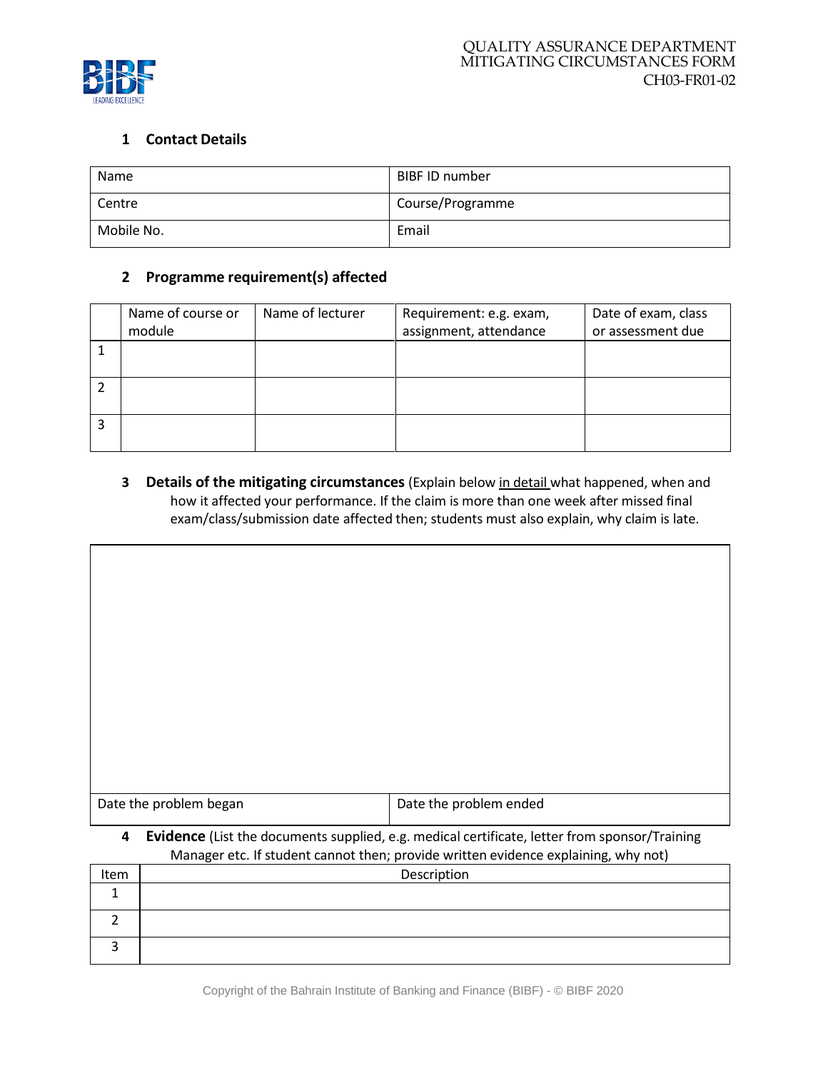QUALITY ASSURANCE DEPARTMENT
MITIGATING CIRCUMSTANCES FORM
CH03-FR01-02

## 1 Contact Details

| Name | BIBF ID number |
|---|---|
| Centre | Course/Programme |
| Mobile No. | Email |

## 2 Programme requirement(s) affected

| | Name of course or module | Name of lecturer | Requirement: e.g. exam, assignment, attendance | Date of exam, class or assessment due |
|---|---|---|---|---|
| 1 | | | | |
| 2 | | | | |
| 3 | | | | |

## 3 Details of the mitigating circumstances

(Explain below in detail what happened, when and how it affected your performance. If the claim is more than one week after missed final exam/class/submission date affected then; students must also explain, why claim is late.

| | |
|---|---|
| | |
| Date the problem began | Date the problem ended |

## 4 Evidence

(List the documents supplied, e.g. medical certificate, letter from sponsor/Training Manager etc. If student cannot then; provide written evidence explaining, why not)

| Item | Description |
|---|---|
| 1 | |
| 2 | |
| 3 | |

Copyright of the Bahrain Institute of Banking and Finance (BIBF) - © BIBF 2020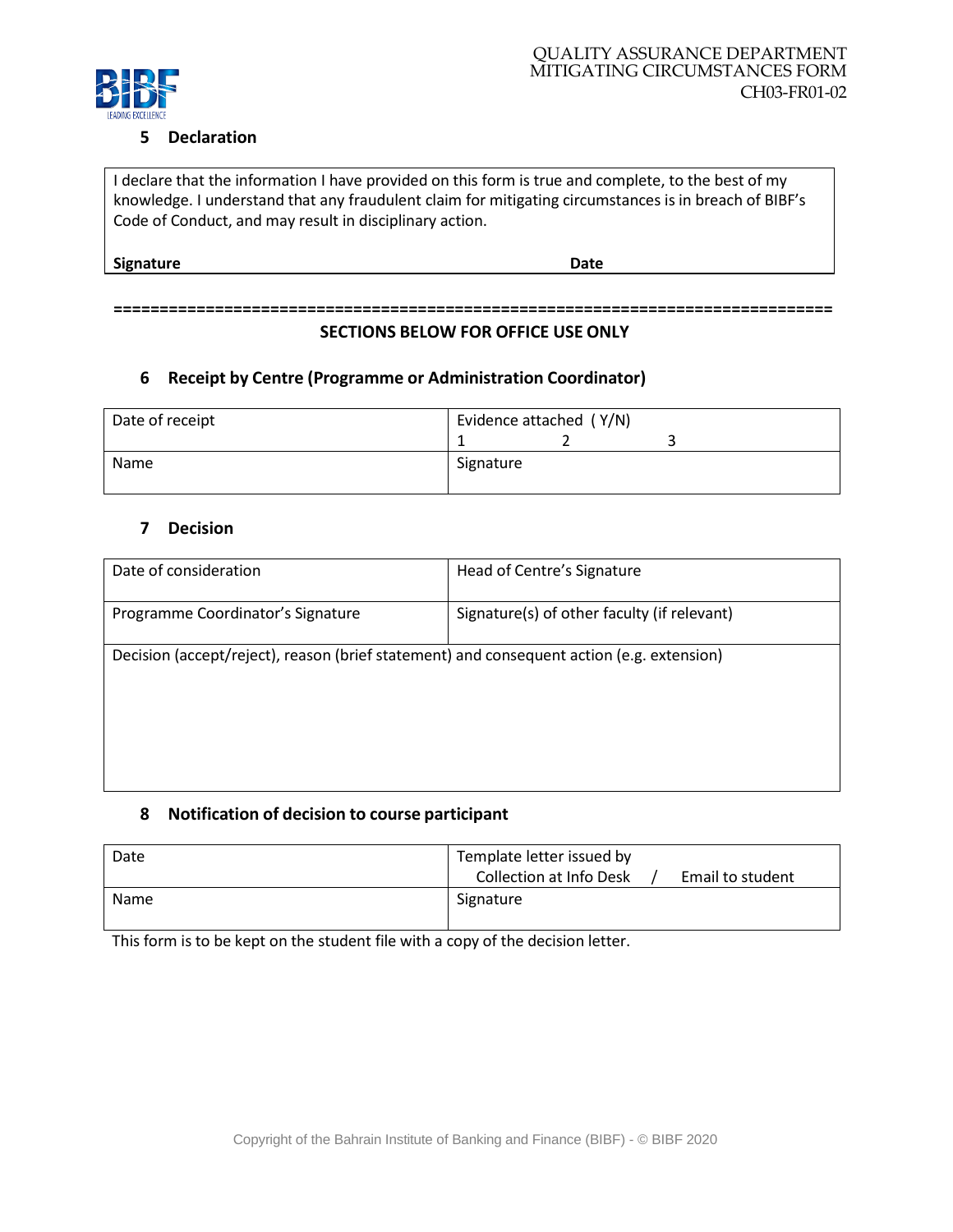## 5 Declaration

I declare that the information I have provided on this form is true and complete, to the best of my knowledge. I understand that any fraudulent claim for mitigating circumstances is in breach of BIBF's Code of Conduct, and may result in disciplinary action.

**Signature** **Date**

================================================================================

**SECTIONS BELOW FOR OFFICE USE ONLY**

## 6 Receipt by Centre (Programme or Administration Coordinator)

| | |
|---|---|
| Date of receipt | Evidence attached ( Y/N)<br>1 2 3 |
| Name | Signature |

## 7 Decision

| | |
|---|---|
| Date of consideration | Head of Centre's Signature |
| Programme Coordinator's Signature | Signature(s) of other faculty (if relevant) |
| Decision (accept/reject), reason (brief statement) and consequent action (e.g. extension) | |

## 8 Notification of decision to course participant

| | |
|---|---|
| Date | Template letter issued by<br>Collection at Info Desk / Email to student |
| Name | Signature |

This form is to be kept on the student file with a copy of the decision letter.